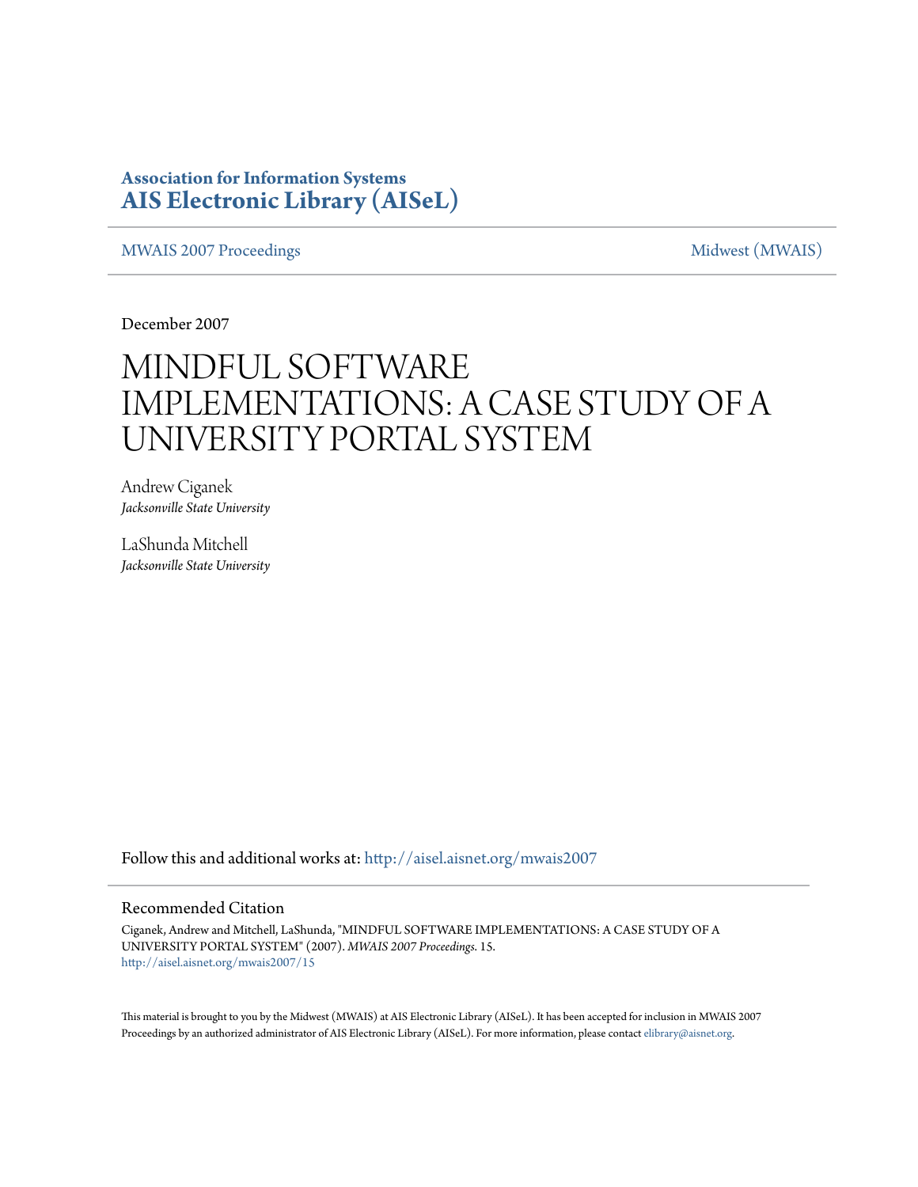**Association for Information Systems**
**AIS Electronic Library (AISeL)**

MWAIS 2007 Proceedings — Midwest (MWAIS)

December 2007

# MINDFUL SOFTWARE IMPLEMENTATIONS: A CASE STUDY OF A UNIVERSITY PORTAL SYSTEM

Andrew Ciganek
*Jacksonville State University*

LaShunda Mitchell
*Jacksonville State University*

Follow this and additional works at: http://aisel.aisnet.org/mwais2007

## Recommended Citation

Ciganek, Andrew and Mitchell, LaShunda, "MINDFUL SOFTWARE IMPLEMENTATIONS: A CASE STUDY OF A UNIVERSITY PORTAL SYSTEM" (2007). *MWAIS 2007 Proceedings*. 15.
http://aisel.aisnet.org/mwais2007/15

This material is brought to you by the Midwest (MWAIS) at AIS Electronic Library (AISeL). It has been accepted for inclusion in MWAIS 2007 Proceedings by an authorized administrator of AIS Electronic Library (AISeL). For more information, please contact elibrary@aisnet.org.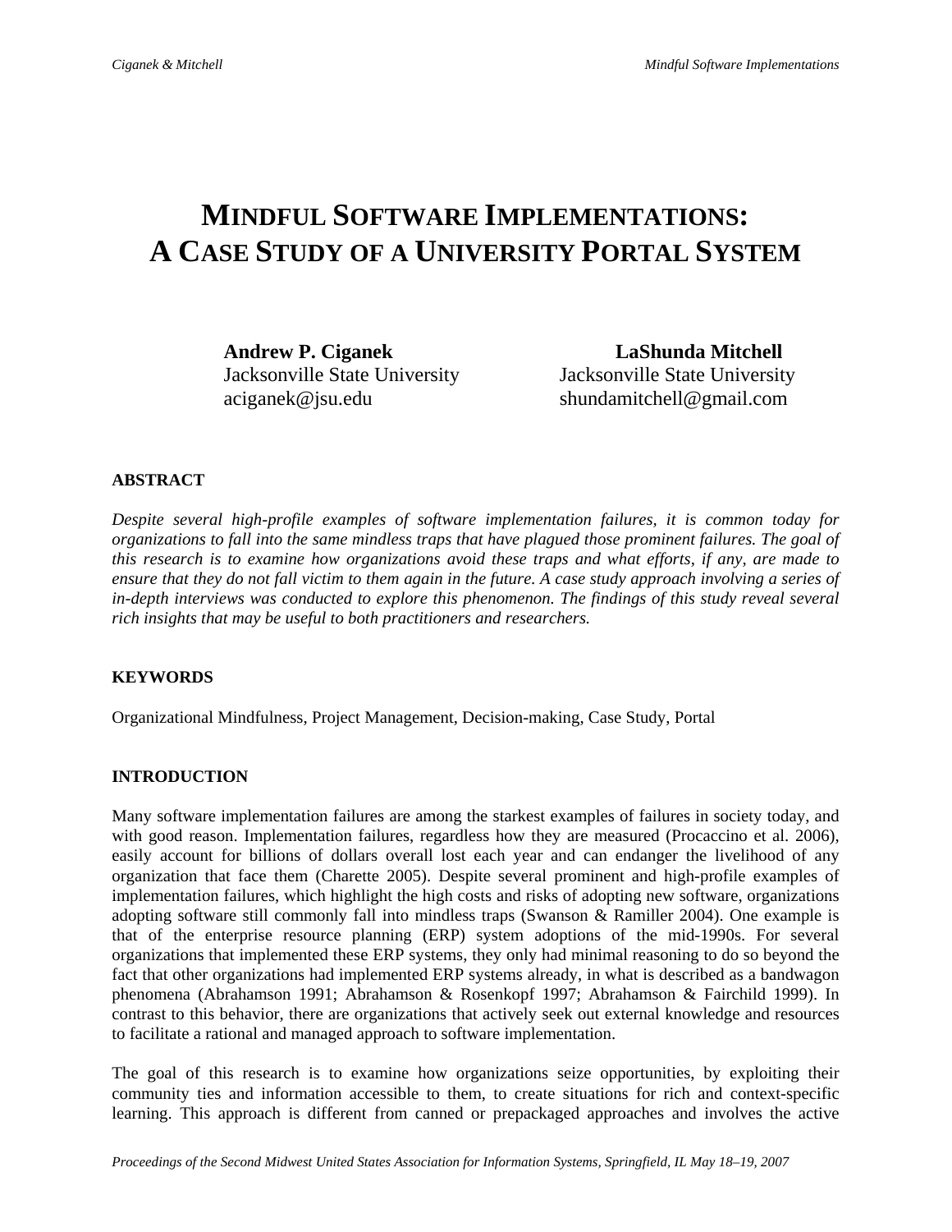# MINDFUL SOFTWARE IMPLEMENTATIONS: A CASE STUDY OF A UNIVERSITY PORTAL SYSTEM

**Andrew P. Ciganek**
Jacksonville State University
aciganek@jsu.edu

**LaShunda Mitchell**
Jacksonville State University
shundamitchell@gmail.com

## ABSTRACT

*Despite several high-profile examples of software implementation failures, it is common today for organizations to fall into the same mindless traps that have plagued those prominent failures. The goal of this research is to examine how organizations avoid these traps and what efforts, if any, are made to ensure that they do not fall victim to them again in the future. A case study approach involving a series of in-depth interviews was conducted to explore this phenomenon. The findings of this study reveal several rich insights that may be useful to both practitioners and researchers.*

## KEYWORDS

Organizational Mindfulness, Project Management, Decision-making, Case Study, Portal

## INTRODUCTION

Many software implementation failures are among the starkest examples of failures in society today, and with good reason. Implementation failures, regardless how they are measured (Procaccino et al. 2006), easily account for billions of dollars overall lost each year and can endanger the livelihood of any organization that face them (Charette 2005). Despite several prominent and high-profile examples of implementation failures, which highlight the high costs and risks of adopting new software, organizations adopting software still commonly fall into mindless traps (Swanson & Ramiller 2004). One example is that of the enterprise resource planning (ERP) system adoptions of the mid-1990s. For several organizations that implemented these ERP systems, they only had minimal reasoning to do so beyond the fact that other organizations had implemented ERP systems already, in what is described as a bandwagon phenomena (Abrahamson 1991; Abrahamson & Rosenkopf 1997; Abrahamson & Fairchild 1999). In contrast to this behavior, there are organizations that actively seek out external knowledge and resources to facilitate a rational and managed approach to software implementation.

The goal of this research is to examine how organizations seize opportunities, by exploiting their community ties and information accessible to them, to create situations for rich and context-specific learning. This approach is different from canned or prepackaged approaches and involves the active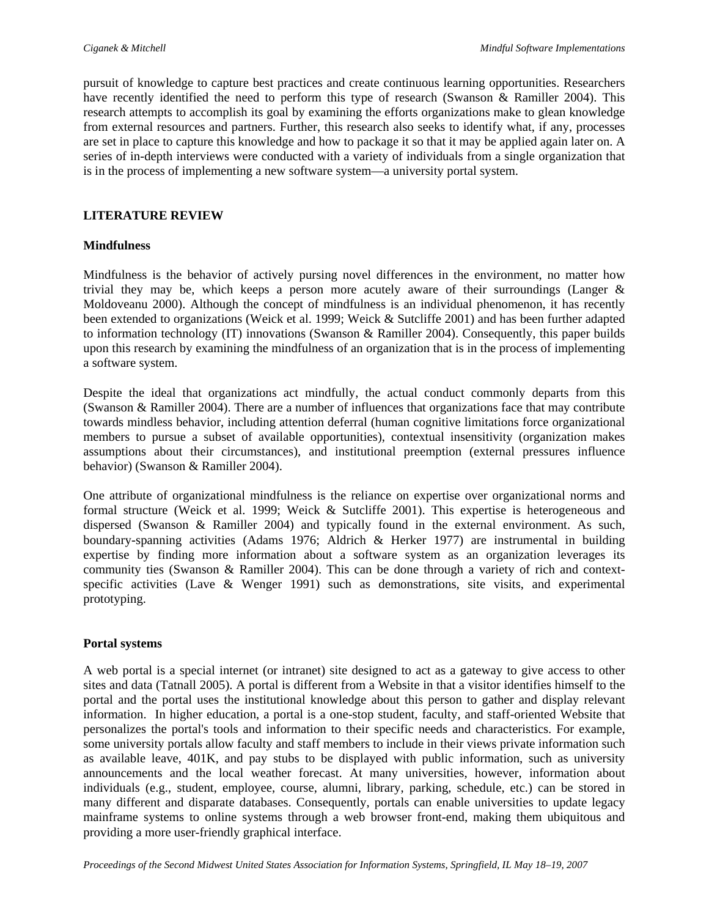pursuit of knowledge to capture best practices and create continuous learning opportunities. Researchers have recently identified the need to perform this type of research (Swanson & Ramiller 2004). This research attempts to accomplish its goal by examining the efforts organizations make to glean knowledge from external resources and partners. Further, this research also seeks to identify what, if any, processes are set in place to capture this knowledge and how to package it so that it may be applied again later on. A series of in-depth interviews were conducted with a variety of individuals from a single organization that is in the process of implementing a new software system—a university portal system.

## LITERATURE REVIEW

### Mindfulness

Mindfulness is the behavior of actively pursing novel differences in the environment, no matter how trivial they may be, which keeps a person more acutely aware of their surroundings (Langer & Moldoveanu 2000). Although the concept of mindfulness is an individual phenomenon, it has recently been extended to organizations (Weick et al. 1999; Weick & Sutcliffe 2001) and has been further adapted to information technology (IT) innovations (Swanson & Ramiller 2004). Consequently, this paper builds upon this research by examining the mindfulness of an organization that is in the process of implementing a software system.

Despite the ideal that organizations act mindfully, the actual conduct commonly departs from this (Swanson & Ramiller 2004). There are a number of influences that organizations face that may contribute towards mindless behavior, including attention deferral (human cognitive limitations force organizational members to pursue a subset of available opportunities), contextual insensitivity (organization makes assumptions about their circumstances), and institutional preemption (external pressures influence behavior) (Swanson & Ramiller 2004).

One attribute of organizational mindfulness is the reliance on expertise over organizational norms and formal structure (Weick et al. 1999; Weick & Sutcliffe 2001). This expertise is heterogeneous and dispersed (Swanson & Ramiller 2004) and typically found in the external environment. As such, boundary-spanning activities (Adams 1976; Aldrich & Herker 1977) are instrumental in building expertise by finding more information about a software system as an organization leverages its community ties (Swanson & Ramiller 2004). This can be done through a variety of rich and context-specific activities (Lave & Wenger 1991) such as demonstrations, site visits, and experimental prototyping.

### Portal systems

A web portal is a special internet (or intranet) site designed to act as a gateway to give access to other sites and data (Tatnall 2005). A portal is different from a Website in that a visitor identifies himself to the portal and the portal uses the institutional knowledge about this person to gather and display relevant information. In higher education, a portal is a one-stop student, faculty, and staff-oriented Website that personalizes the portal's tools and information to their specific needs and characteristics. For example, some university portals allow faculty and staff members to include in their views private information such as available leave, 401K, and pay stubs to be displayed with public information, such as university announcements and the local weather forecast. At many universities, however, information about individuals (e.g., student, employee, course, alumni, library, parking, schedule, etc.) can be stored in many different and disparate databases. Consequently, portals can enable universities to update legacy mainframe systems to online systems through a web browser front-end, making them ubiquitous and providing a more user-friendly graphical interface.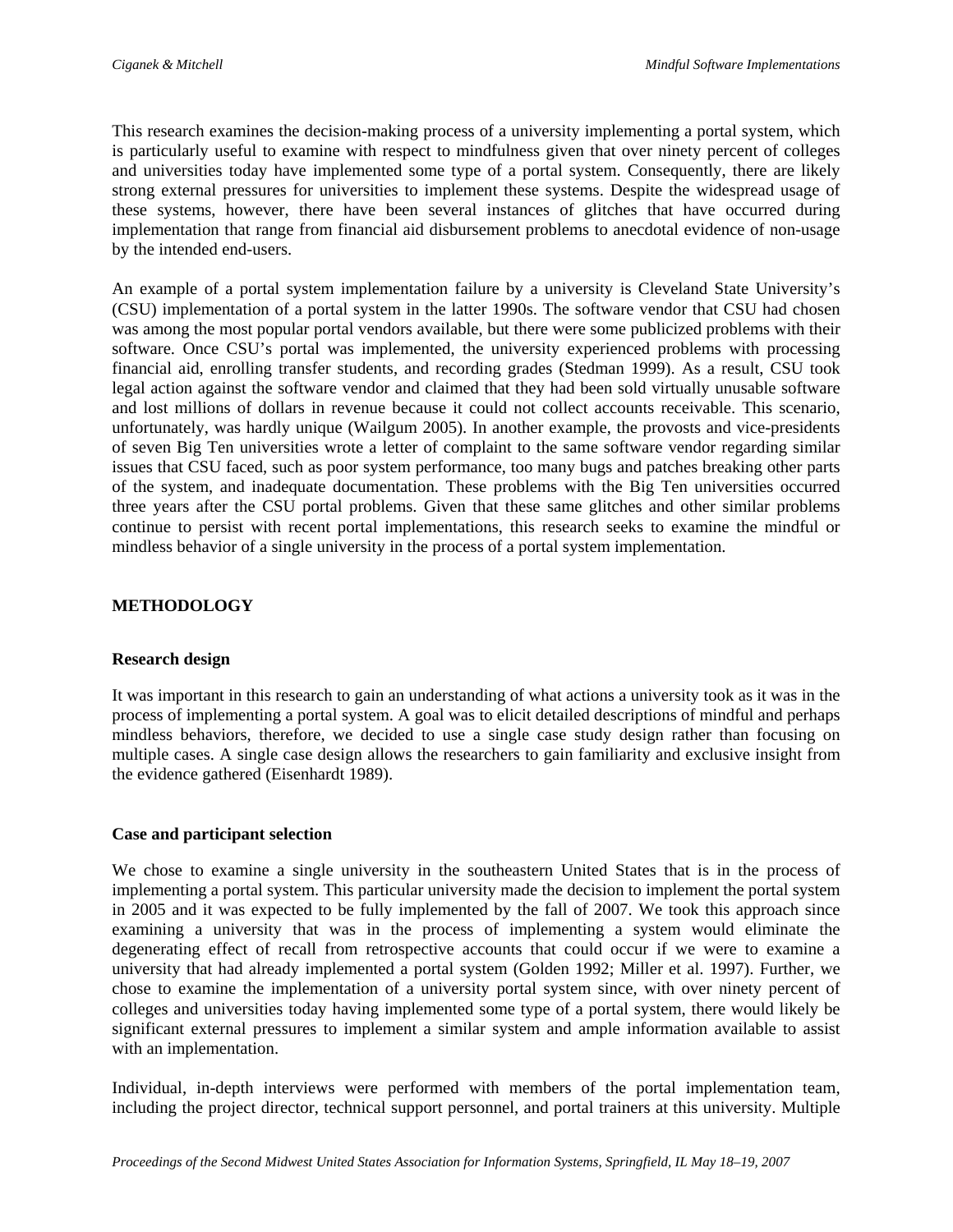This research examines the decision-making process of a university implementing a portal system, which is particularly useful to examine with respect to mindfulness given that over ninety percent of colleges and universities today have implemented some type of a portal system. Consequently, there are likely strong external pressures for universities to implement these systems. Despite the widespread usage of these systems, however, there have been several instances of glitches that have occurred during implementation that range from financial aid disbursement problems to anecdotal evidence of non-usage by the intended end-users.

An example of a portal system implementation failure by a university is Cleveland State University's (CSU) implementation of a portal system in the latter 1990s. The software vendor that CSU had chosen was among the most popular portal vendors available, but there were some publicized problems with their software. Once CSU's portal was implemented, the university experienced problems with processing financial aid, enrolling transfer students, and recording grades (Stedman 1999). As a result, CSU took legal action against the software vendor and claimed that they had been sold virtually unusable software and lost millions of dollars in revenue because it could not collect accounts receivable. This scenario, unfortunately, was hardly unique (Wailgum 2005). In another example, the provosts and vice-presidents of seven Big Ten universities wrote a letter of complaint to the same software vendor regarding similar issues that CSU faced, such as poor system performance, too many bugs and patches breaking other parts of the system, and inadequate documentation. These problems with the Big Ten universities occurred three years after the CSU portal problems. Given that these same glitches and other similar problems continue to persist with recent portal implementations, this research seeks to examine the mindful or mindless behavior of a single university in the process of a portal system implementation.

## METHODOLOGY

### Research design

It was important in this research to gain an understanding of what actions a university took as it was in the process of implementing a portal system. A goal was to elicit detailed descriptions of mindful and perhaps mindless behaviors, therefore, we decided to use a single case study design rather than focusing on multiple cases. A single case design allows the researchers to gain familiarity and exclusive insight from the evidence gathered (Eisenhardt 1989).

### Case and participant selection

We chose to examine a single university in the southeastern United States that is in the process of implementing a portal system. This particular university made the decision to implement the portal system in 2005 and it was expected to be fully implemented by the fall of 2007. We took this approach since examining a university that was in the process of implementing a system would eliminate the degenerating effect of recall from retrospective accounts that could occur if we were to examine a university that had already implemented a portal system (Golden 1992; Miller et al. 1997). Further, we chose to examine the implementation of a university portal system since, with over ninety percent of colleges and universities today having implemented some type of a portal system, there would likely be significant external pressures to implement a similar system and ample information available to assist with an implementation.

Individual, in-depth interviews were performed with members of the portal implementation team, including the project director, technical support personnel, and portal trainers at this university. Multiple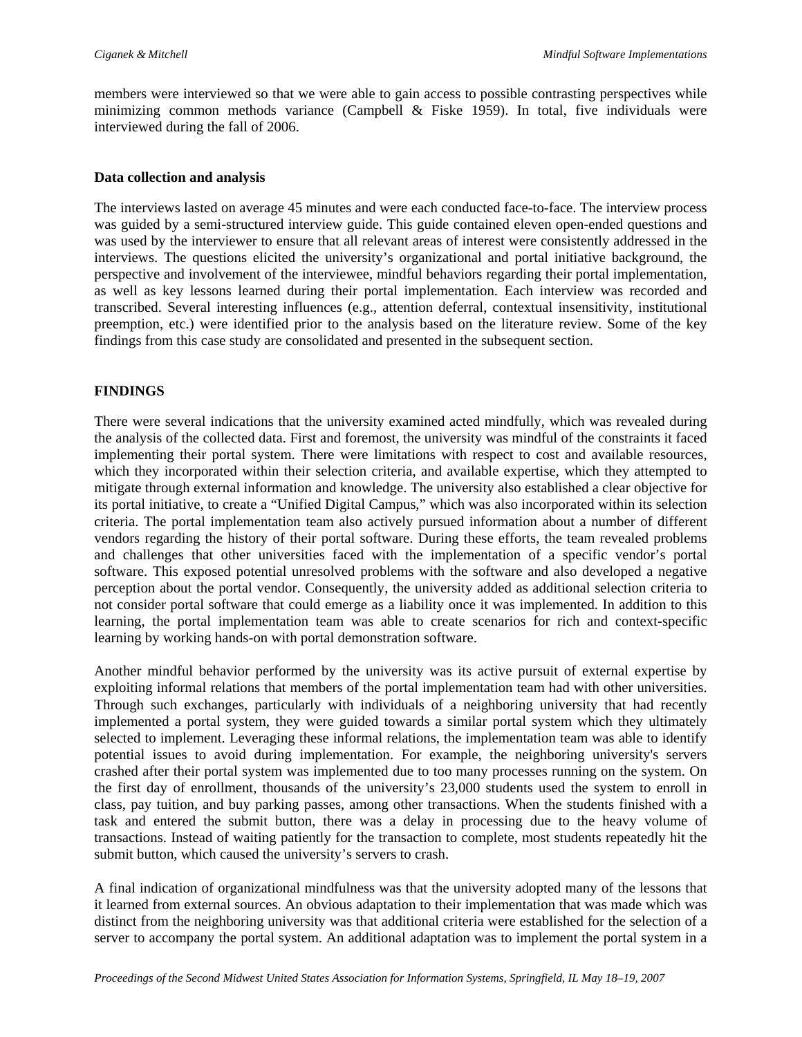members were interviewed so that we were able to gain access to possible contrasting perspectives while minimizing common methods variance (Campbell & Fiske 1959). In total, five individuals were interviewed during the fall of 2006.

### Data collection and analysis

The interviews lasted on average 45 minutes and were each conducted face-to-face. The interview process was guided by a semi-structured interview guide. This guide contained eleven open-ended questions and was used by the interviewer to ensure that all relevant areas of interest were consistently addressed in the interviews. The questions elicited the university's organizational and portal initiative background, the perspective and involvement of the interviewee, mindful behaviors regarding their portal implementation, as well as key lessons learned during their portal implementation. Each interview was recorded and transcribed. Several interesting influences (e.g., attention deferral, contextual insensitivity, institutional preemption, etc.) were identified prior to the analysis based on the literature review. Some of the key findings from this case study are consolidated and presented in the subsequent section.

## FINDINGS

There were several indications that the university examined acted mindfully, which was revealed during the analysis of the collected data. First and foremost, the university was mindful of the constraints it faced implementing their portal system. There were limitations with respect to cost and available resources, which they incorporated within their selection criteria, and available expertise, which they attempted to mitigate through external information and knowledge. The university also established a clear objective for its portal initiative, to create a "Unified Digital Campus," which was also incorporated within its selection criteria. The portal implementation team also actively pursued information about a number of different vendors regarding the history of their portal software. During these efforts, the team revealed problems and challenges that other universities faced with the implementation of a specific vendor's portal software. This exposed potential unresolved problems with the software and also developed a negative perception about the portal vendor. Consequently, the university added as additional selection criteria to not consider portal software that could emerge as a liability once it was implemented. In addition to this learning, the portal implementation team was able to create scenarios for rich and context-specific learning by working hands-on with portal demonstration software.

Another mindful behavior performed by the university was its active pursuit of external expertise by exploiting informal relations that members of the portal implementation team had with other universities. Through such exchanges, particularly with individuals of a neighboring university that had recently implemented a portal system, they were guided towards a similar portal system which they ultimately selected to implement. Leveraging these informal relations, the implementation team was able to identify potential issues to avoid during implementation. For example, the neighboring university's servers crashed after their portal system was implemented due to too many processes running on the system. On the first day of enrollment, thousands of the university's 23,000 students used the system to enroll in class, pay tuition, and buy parking passes, among other transactions. When the students finished with a task and entered the submit button, there was a delay in processing due to the heavy volume of transactions. Instead of waiting patiently for the transaction to complete, most students repeatedly hit the submit button, which caused the university's servers to crash.

A final indication of organizational mindfulness was that the university adopted many of the lessons that it learned from external sources. An obvious adaptation to their implementation that was made which was distinct from the neighboring university was that additional criteria were established for the selection of a server to accompany the portal system. An additional adaptation was to implement the portal system in a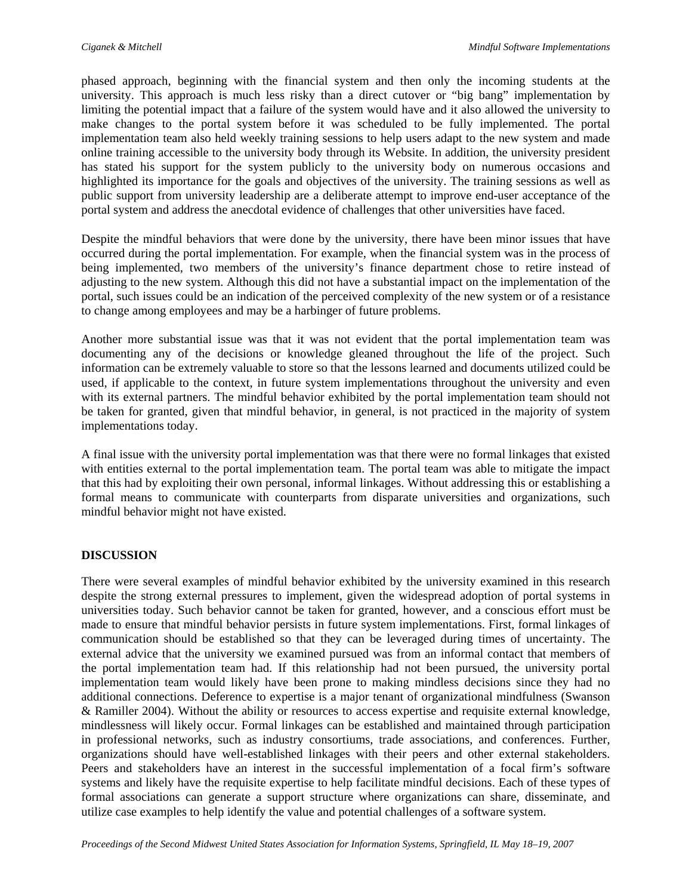phased approach, beginning with the financial system and then only the incoming students at the university. This approach is much less risky than a direct cutover or "big bang" implementation by limiting the potential impact that a failure of the system would have and it also allowed the university to make changes to the portal system before it was scheduled to be fully implemented. The portal implementation team also held weekly training sessions to help users adapt to the new system and made online training accessible to the university body through its Website. In addition, the university president has stated his support for the system publicly to the university body on numerous occasions and highlighted its importance for the goals and objectives of the university. The training sessions as well as public support from university leadership are a deliberate attempt to improve end-user acceptance of the portal system and address the anecdotal evidence of challenges that other universities have faced.

Despite the mindful behaviors that were done by the university, there have been minor issues that have occurred during the portal implementation. For example, when the financial system was in the process of being implemented, two members of the university's finance department chose to retire instead of adjusting to the new system. Although this did not have a substantial impact on the implementation of the portal, such issues could be an indication of the perceived complexity of the new system or of a resistance to change among employees and may be a harbinger of future problems.

Another more substantial issue was that it was not evident that the portal implementation team was documenting any of the decisions or knowledge gleaned throughout the life of the project. Such information can be extremely valuable to store so that the lessons learned and documents utilized could be used, if applicable to the context, in future system implementations throughout the university and even with its external partners. The mindful behavior exhibited by the portal implementation team should not be taken for granted, given that mindful behavior, in general, is not practiced in the majority of system implementations today.

A final issue with the university portal implementation was that there were no formal linkages that existed with entities external to the portal implementation team. The portal team was able to mitigate the impact that this had by exploiting their own personal, informal linkages. Without addressing this or establishing a formal means to communicate with counterparts from disparate universities and organizations, such mindful behavior might not have existed.

## DISCUSSION

There were several examples of mindful behavior exhibited by the university examined in this research despite the strong external pressures to implement, given the widespread adoption of portal systems in universities today. Such behavior cannot be taken for granted, however, and a conscious effort must be made to ensure that mindful behavior persists in future system implementations. First, formal linkages of communication should be established so that they can be leveraged during times of uncertainty. The external advice that the university we examined pursued was from an informal contact that members of the portal implementation team had. If this relationship had not been pursued, the university portal implementation team would likely have been prone to making mindless decisions since they had no additional connections. Deference to expertise is a major tenant of organizational mindfulness (Swanson & Ramiller 2004). Without the ability or resources to access expertise and requisite external knowledge, mindlessness will likely occur. Formal linkages can be established and maintained through participation in professional networks, such as industry consortiums, trade associations, and conferences. Further, organizations should have well-established linkages with their peers and other external stakeholders. Peers and stakeholders have an interest in the successful implementation of a focal firm's software systems and likely have the requisite expertise to help facilitate mindful decisions. Each of these types of formal associations can generate a support structure where organizations can share, disseminate, and utilize case examples to help identify the value and potential challenges of a software system.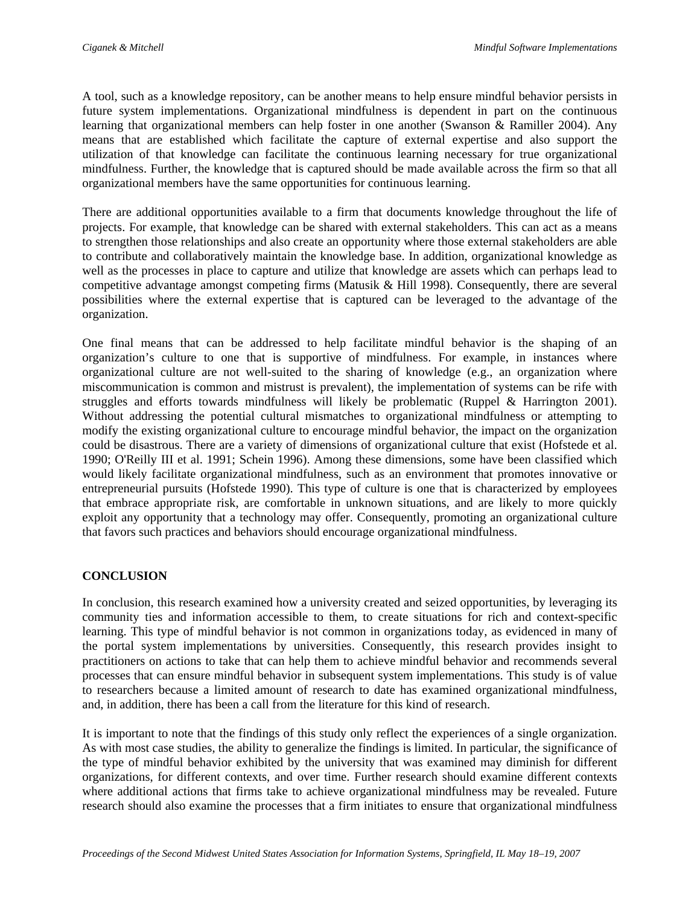A tool, such as a knowledge repository, can be another means to help ensure mindful behavior persists in future system implementations. Organizational mindfulness is dependent in part on the continuous learning that organizational members can help foster in one another (Swanson & Ramiller 2004). Any means that are established which facilitate the capture of external expertise and also support the utilization of that knowledge can facilitate the continuous learning necessary for true organizational mindfulness. Further, the knowledge that is captured should be made available across the firm so that all organizational members have the same opportunities for continuous learning.

There are additional opportunities available to a firm that documents knowledge throughout the life of projects. For example, that knowledge can be shared with external stakeholders. This can act as a means to strengthen those relationships and also create an opportunity where those external stakeholders are able to contribute and collaboratively maintain the knowledge base. In addition, organizational knowledge as well as the processes in place to capture and utilize that knowledge are assets which can perhaps lead to competitive advantage amongst competing firms (Matusik & Hill 1998). Consequently, there are several possibilities where the external expertise that is captured can be leveraged to the advantage of the organization.

One final means that can be addressed to help facilitate mindful behavior is the shaping of an organization's culture to one that is supportive of mindfulness. For example, in instances where organizational culture are not well-suited to the sharing of knowledge (e.g., an organization where miscommunication is common and mistrust is prevalent), the implementation of systems can be rife with struggles and efforts towards mindfulness will likely be problematic (Ruppel & Harrington 2001). Without addressing the potential cultural mismatches to organizational mindfulness or attempting to modify the existing organizational culture to encourage mindful behavior, the impact on the organization could be disastrous. There are a variety of dimensions of organizational culture that exist (Hofstede et al. 1990; O'Reilly III et al. 1991; Schein 1996). Among these dimensions, some have been classified which would likely facilitate organizational mindfulness, such as an environment that promotes innovative or entrepreneurial pursuits (Hofstede 1990). This type of culture is one that is characterized by employees that embrace appropriate risk, are comfortable in unknown situations, and are likely to more quickly exploit any opportunity that a technology may offer. Consequently, promoting an organizational culture that favors such practices and behaviors should encourage organizational mindfulness.

## CONCLUSION

In conclusion, this research examined how a university created and seized opportunities, by leveraging its community ties and information accessible to them, to create situations for rich and context-specific learning. This type of mindful behavior is not common in organizations today, as evidenced in many of the portal system implementations by universities. Consequently, this research provides insight to practitioners on actions to take that can help them to achieve mindful behavior and recommends several processes that can ensure mindful behavior in subsequent system implementations. This study is of value to researchers because a limited amount of research to date has examined organizational mindfulness, and, in addition, there has been a call from the literature for this kind of research.

It is important to note that the findings of this study only reflect the experiences of a single organization. As with most case studies, the ability to generalize the findings is limited. In particular, the significance of the type of mindful behavior exhibited by the university that was examined may diminish for different organizations, for different contexts, and over time. Further research should examine different contexts where additional actions that firms take to achieve organizational mindfulness may be revealed. Future research should also examine the processes that a firm initiates to ensure that organizational mindfulness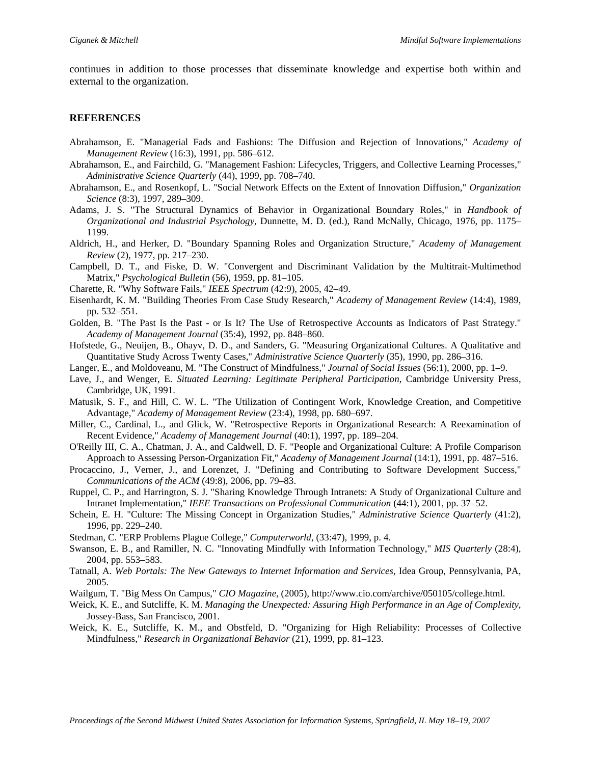continues in addition to those processes that disseminate knowledge and expertise both within and external to the organization.

## REFERENCES

Abrahamson, E. "Managerial Fads and Fashions: The Diffusion and Rejection of Innovations," *Academy of Management Review* (16:3), 1991, pp. 586–612.

Abrahamson, E., and Fairchild, G. "Management Fashion: Lifecycles, Triggers, and Collective Learning Processes," *Administrative Science Quarterly* (44), 1999, pp. 708–740.

Abrahamson, E., and Rosenkopf, L. "Social Network Effects on the Extent of Innovation Diffusion," *Organization Science* (8:3), 1997, 289–309.

Adams, J. S. "The Structural Dynamics of Behavior in Organizational Boundary Roles," in *Handbook of Organizational and Industrial Psychology*, Dunnette, M. D. (ed.), Rand McNally, Chicago, 1976, pp. 1175–1199.

Aldrich, H., and Herker, D. "Boundary Spanning Roles and Organization Structure," *Academy of Management Review* (2), 1977, pp. 217–230.

Campbell, D. T., and Fiske, D. W. "Convergent and Discriminant Validation by the Multitrait-Multimethod Matrix," *Psychological Bulletin* (56), 1959, pp. 81–105.

Charette, R. "Why Software Fails," *IEEE Spectrum* (42:9), 2005, 42–49.

Eisenhardt, K. M. "Building Theories From Case Study Research," *Academy of Management Review* (14:4), 1989, pp. 532–551.

Golden, B. "The Past Is the Past - or Is It? The Use of Retrospective Accounts as Indicators of Past Strategy." *Academy of Management Journal* (35:4), 1992, pp. 848–860.

Hofstede, G., Neuijen, B., Ohayv, D. D., and Sanders, G. "Measuring Organizational Cultures. A Qualitative and Quantitative Study Across Twenty Cases," *Administrative Science Quarterly* (35), 1990, pp. 286–316.

Langer, E., and Moldoveanu, M. "The Construct of Mindfulness," *Journal of Social Issues* (56:1), 2000, pp. 1–9.

Lave, J., and Wenger, E. *Situated Learning: Legitimate Peripheral Participation*, Cambridge University Press, Cambridge, UK, 1991.

Matusik, S. F., and Hill, C. W. L. "The Utilization of Contingent Work, Knowledge Creation, and Competitive Advantage," *Academy of Management Review* (23:4), 1998, pp. 680–697.

Miller, C., Cardinal, L., and Glick, W. "Retrospective Reports in Organizational Research: A Reexamination of Recent Evidence," *Academy of Management Journal* (40:1), 1997, pp. 189–204.

O'Reilly III, C. A., Chatman, J. A., and Caldwell, D. F. "People and Organizational Culture: A Profile Comparison Approach to Assessing Person-Organization Fit," *Academy of Management Journal* (14:1), 1991, pp. 487–516.

Procaccino, J., Verner, J., and Lorenzet, J. "Defining and Contributing to Software Development Success," *Communications of the ACM* (49:8), 2006, pp. 79–83.

Ruppel, C. P., and Harrington, S. J. "Sharing Knowledge Through Intranets: A Study of Organizational Culture and Intranet Implementation," *IEEE Transactions on Professional Communication* (44:1), 2001, pp. 37–52.

Schein, E. H. "Culture: The Missing Concept in Organization Studies," *Administrative Science Quarterly* (41:2), 1996, pp. 229–240.

Stedman, C. "ERP Problems Plague College," *Computerworld*, (33:47), 1999, p. 4.

Swanson, E. B., and Ramiller, N. C. "Innovating Mindfully with Information Technology," *MIS Quarterly* (28:4), 2004, pp. 553–583.

Tatnall, A. *Web Portals: The New Gateways to Internet Information and Services*, Idea Group, Pennsylvania, PA, 2005.

Wailgum, T. "Big Mess On Campus," *CIO Magazine*, (2005), http://www.cio.com/archive/050105/college.html.

Weick, K. E., and Sutcliffe, K. M. *Managing the Unexpected: Assuring High Performance in an Age of Complexity*, Jossey-Bass, San Francisco, 2001.

Weick, K. E., Sutcliffe, K. M., and Obstfeld, D. "Organizing for High Reliability: Processes of Collective Mindfulness," *Research in Organizational Behavior* (21), 1999, pp. 81–123.